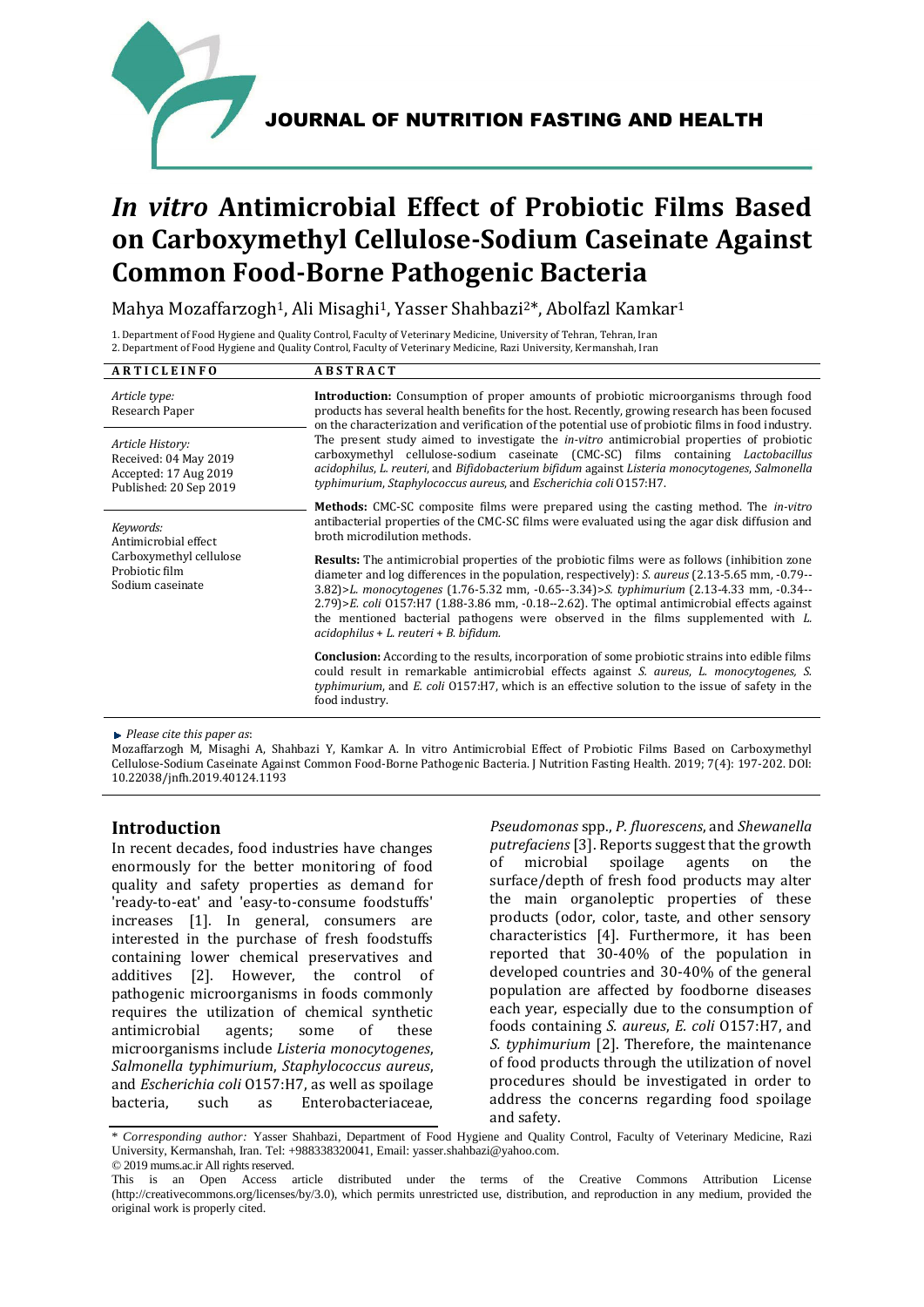JOURNAL OF NUTRITION FASTING AND HEALTH

# *In vitro* Antimicrobial Effect of Probiotic Films Based on Carboxymethyl Cellulose-Sodium Caseinate Against Common Food-Borne Pathogenic Bacteria

Mahya Mozaffarzogh[1], Ali Misaghi[1], Yasser Shahbazi[2]*, Abolfazl Kamkar[1]

1. Department of Food Hygiene and Quality Control, Faculty of Veterinary Medicine, University of Tehran, Tehran, Iran
2. Department of Food Hygiene and Quality Control, Faculty of Veterinary Medicine, Razi University, Kermanshah, Iran

**ARTICLE INFO**

*Article type:*
Research Paper

*Article History:*
Received: 04 May 2019
Accepted: 17 Aug 2019
Published: 20 Sep 2019

*Keywords:*
Antimicrobial effect
Carboxymethyl cellulose
Probiotic film
Sodium caseinate

**ABSTRACT**

**Introduction:** Consumption of proper amounts of probiotic microorganisms through food products has several health benefits for the host. Recently, growing research has been focused on the characterization and verification of the potential use of probiotic films in food industry. The present study aimed to investigate the *in-vitro* antimicrobial properties of probiotic carboxymethyl cellulose-sodium caseinate (CMC-SC) films containing *Lactobacillus acidophilus*, *L. reuteri*, and *Bifidobacterium bifidum* against *Listeria monocytogenes*, *Salmonella typhimurium*, *Staphylococcus aureus*, and *Escherichia coli* O157:H7.

**Methods:** CMC-SC composite films were prepared using the casting method. The *in-vitro* antibacterial properties of the CMC-SC films were evaluated using the agar disk diffusion and broth microdilution methods.

**Results:** The antimicrobial properties of the probiotic films were as follows (inhibition zone diameter and log differences in the population, respectively): *S. aureus* (2.13-5.65 mm, -0.79--3.82)>*L. monocytogenes* (1.76-5.32 mm, -0.65--3.34)>*S. typhimurium* (2.13-4.33 mm, -0.34--2.79)>*E. coli* O157:H7 (1.88-3.86 mm, -0.18--2.62). The optimal antimicrobial effects against the mentioned bacterial pathogens were observed in the films supplemented with *L. acidophilus* + *L. reuteri* + *B. bifidum.*

**Conclusion:** According to the results, incorporation of some probiotic strains into edible films could result in remarkable antimicrobial effects against *S. aureus*, *L. monocytogenes, S. typhimurium*, and *E. coli* O157:H7, which is an effective solution to the issue of safety in the food industry.

*Please cite this paper as*:
Mozaffarzogh M, Misaghi A, Shahbazi Y, Kamkar A. In vitro Antimicrobial Effect of Probiotic Films Based on Carboxymethyl Cellulose-Sodium Caseinate Against Common Food-Borne Pathogenic Bacteria. J Nutrition Fasting Health. 2019; 7(4): 197-202. DOI: 10.22038/jnfh.2019.40124.1193

## Introduction

In recent decades, food industries have changes enormously for the better monitoring of food quality and safety properties as demand for 'ready-to-eat' and 'easy-to-consume foodstuffs' increases [1]. In general, consumers are interested in the purchase of fresh foodstuffs containing lower chemical preservatives and additives [2]. However, the control of pathogenic microorganisms in foods commonly requires the utilization of chemical synthetic antimicrobial agents; some of these microorganisms include *Listeria monocytogenes*, *Salmonella typhimurium*, *Staphylococcus aureus*, and *Escherichia coli* O157:H7, as well as spoilage bacteria, such as Enterobacteriaceae, *Pseudomonas* spp., *P. fluorescens*, and *Shewanella putrefaciens* [3]. Reports suggest that the growth of microbial spoilage agents on the surface/depth of fresh food products may alter the main organoleptic properties of these products (odor, color, taste, and other sensory characteristics [4]. Furthermore, it has been reported that 30-40% of the population in developed countries and 30-40% of the general population are affected by foodborne diseases each year, especially due to the consumption of foods containing *S. aureus*, *E. coli* O157:H7, and *S. typhimurium* [2]. Therefore, the maintenance of food products through the utilization of novel procedures should be investigated in order to address the concerns regarding food spoilage and safety.

\* *Corresponding author:* Yasser Shahbazi, Department of Food Hygiene and Quality Control, Faculty of Veterinary Medicine, Razi University, Kermanshah, Iran. Tel: +988338320041, Email: yasser.shahbazi@yahoo.com.
© 2019 mums.ac.ir All rights reserved.
This is an Open Access article distributed under the terms of the Creative Commons Attribution License (http://creativecommons.org/licenses/by/3.0), which permits unrestricted use, distribution, and reproduction in any medium, provided the original work is properly cited.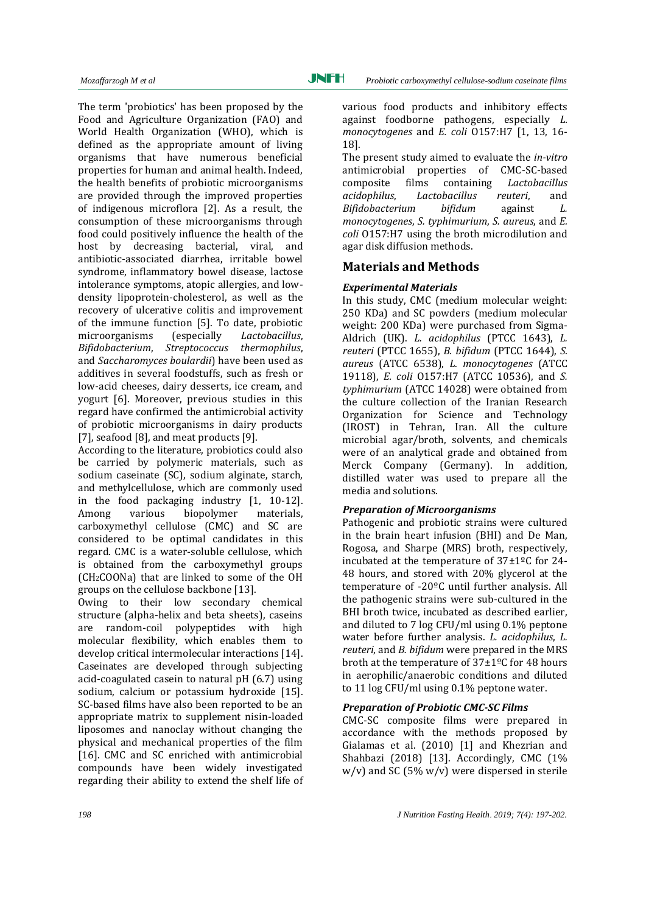The term 'probiotics' has been proposed by the Food and Agriculture Organization (FAO) and World Health Organization (WHO), which is defined as the appropriate amount of living organisms that have numerous beneficial properties for human and animal health. Indeed, the health benefits of probiotic microorganisms are provided through the improved properties of indigenous microflora [2]. As a result, the consumption of these microorganisms through food could positively influence the health of the host by decreasing bacterial, viral, and antibiotic-associated diarrhea, irritable bowel syndrome, inflammatory bowel disease, lactose intolerance symptoms, atopic allergies, and low-density lipoprotein-cholesterol, as well as the recovery of ulcerative colitis and improvement of the immune function [5]. To date, probiotic microorganisms (especially *Lactobacillus*, *Bifidobacterium*, *Streptococcus thermophilus*, and *Saccharomyces boulardii*) have been used as additives in several foodstuffs, such as fresh or low-acid cheeses, dairy desserts, ice cream, and yogurt [6]. Moreover, previous studies in this regard have confirmed the antimicrobial activity of probiotic microorganisms in dairy products [7], seafood [8], and meat products [9].

According to the literature, probiotics could also be carried by polymeric materials, such as sodium caseinate (SC), sodium alginate, starch, and methylcellulose, which are commonly used in the food packaging industry [1, 10-12]. Among various biopolymer materials, carboxymethyl cellulose (CMC) and SC are considered to be optimal candidates in this regard. CMC is a water-soluble cellulose, which is obtained from the carboxymethyl groups ($CH_2COONa$) that are linked to some of the OH groups on the cellulose backbone [13].

Owing to their low secondary chemical structure (alpha-helix and beta sheets), caseins are random-coil polypeptides with high molecular flexibility, which enables them to develop critical intermolecular interactions [14]. Caseinates are developed through subjecting acid-coagulated casein to natural pH (6.7) using sodium, calcium or potassium hydroxide [15]. SC-based films have also been reported to be an appropriate matrix to supplement nisin-loaded liposomes and nanoclay without changing the physical and mechanical properties of the film [16]. CMC and SC enriched with antimicrobial compounds have been widely investigated regarding their ability to extend the shelf life of various food products and inhibitory effects against foodborne pathogens, especially *L. monocytogenes* and *E. coli* O157:H7 [1, 13, 16-18].

The present study aimed to evaluate the *in-vitro* antimicrobial properties of CMC-SC-based composite films containing *Lactobacillus acidophilus*, *Lactobacillus reuteri*, and *Bifidobacterium bifidum* against *L. monocytogenes*, *S. typhimurium*, *S. aureus*, and *E. coli* O157:H7 using the broth microdilution and agar disk diffusion methods.

## Materials and Methods

### *Experimental Materials*

In this study, CMC (medium molecular weight: 250 KDa) and SC powders (medium molecular weight: 200 KDa) were purchased from Sigma-Aldrich (UK). *L. acidophilus* (PTCC 1643), *L. reuteri* (PTCC 1655), *B. bifidum* (PTCC 1644), *S. aureus* (ATCC 6538), *L. monocytogenes* (ATCC 19118), *E. coli* O157:H7 (ATCC 10536), and *S. typhimurium* (ATCC 14028) were obtained from the culture collection of the Iranian Research Organization for Science and Technology (IROST) in Tehran, Iran. All the culture microbial agar/broth, solvents, and chemicals were of an analytical grade and obtained from Merck Company (Germany). In addition, distilled water was used to prepare all the media and solutions.

### *Preparation of Microorganisms*

Pathogenic and probiotic strains were cultured in the brain heart infusion (BHI) and De Man, Rogosa, and Sharpe (MRS) broth, respectively, incubated at the temperature of 37±1ºC for 24-48 hours, and stored with 20% glycerol at the temperature of -20ºC until further analysis. All the pathogenic strains were sub-cultured in the BHI broth twice, incubated as described earlier, and diluted to 7 log CFU/ml using 0.1% peptone water before further analysis. *L. acidophilus*, *L. reuteri*, and *B. bifidum* were prepared in the MRS broth at the temperature of 37±1ºC for 48 hours in aerophilic/anaerobic conditions and diluted to 11 log CFU/ml using 0.1% peptone water.

### *Preparation of Probiotic CMC-SC Films*

CMC-SC composite films were prepared in accordance with the methods proposed by Gialamas et al. (2010) [1] and Khezrian and Shahbazi (2018) [13]. Accordingly, CMC (1% w/v) and SC (5% w/v) were dispersed in sterile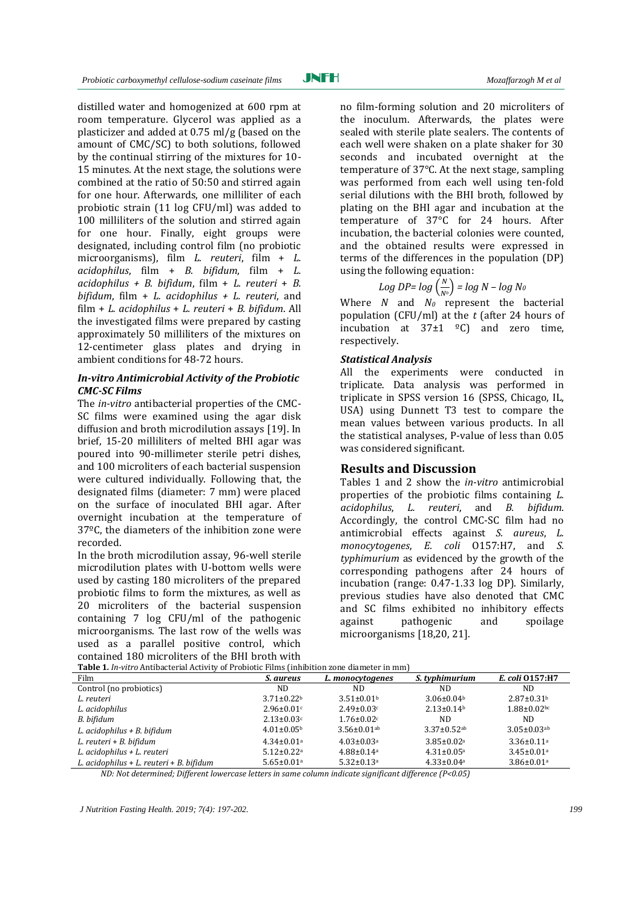distilled water and homogenized at 600 rpm at room temperature. Glycerol was applied as a plasticizer and added at 0.75 ml/g (based on the amount of CMC/SC) to both solutions, followed by the continual stirring of the mixtures for 10-15 minutes. At the next stage, the solutions were combined at the ratio of 50:50 and stirred again for one hour. Afterwards, one milliliter of each probiotic strain (11 log CFU/ml) was added to 100 milliliters of the solution and stirred again for one hour. Finally, eight groups were designated, including control film (no probiotic microorganisms), film *L. reuteri*, film + *L. acidophilus*, film + *B. bifidum*, film + *L. acidophilus + B. bifidum*, film + *L. reuteri + B. bifidum*, film + *L. acidophilus + L. reuteri*, and film + *L. acidophilus + L. reuteri + B. bifidum*. All the investigated films were prepared by casting approximately 50 milliliters of the mixtures on 12-centimeter glass plates and drying in ambient conditions for 48-72 hours.

### *In-vitro Antimicrobial Activity of the Probiotic CMC-SC Films*

The *in-vitro* antibacterial properties of the CMC-SC films were examined using the agar disk diffusion and broth microdilution assays [19]. In brief, 15-20 milliliters of melted BHI agar was poured into 90-millimeter sterile petri dishes, and 100 microliters of each bacterial suspension were cultured individually. Following that, the designated films (diameter: 7 mm) were placed on the surface of inoculated BHI agar. After overnight incubation at the temperature of 37ºC, the diameters of the inhibition zone were recorded.

In the broth microdilution assay, 96-well sterile microdilution plates with U-bottom wells were used by casting 180 microliters of the prepared probiotic films to form the mixtures, as well as 20 microliters of the bacterial suspension containing 7 log CFU/ml of the pathogenic microorganisms. The last row of the wells was used as a parallel positive control, which contained 180 microliters of the BHI broth with no film-forming solution and 20 microliters of the inoculum. Afterwards, the plates were sealed with sterile plate sealers. The contents of each well were shaken on a plate shaker for 30 seconds and incubated overnight at the temperature of 37°C. At the next stage, sampling was performed from each well using ten-fold serial dilutions with the BHI broth, followed by plating on the BHI agar and incubation at the temperature of 37°C for 24 hours. After incubation, the bacterial colonies were counted, and the obtained results were expressed in terms of the differences in the population (DP) using the following equation:

$$Log\ DP = log\left(\frac{N}{N_0}\right) = log\ N - log\ N_0$$

Where $N$ and $N_0$ represent the bacterial population (CFU/ml) at the $t$ (after 24 hours of incubation at 37±1 ºC) and zero time, respectively.

### *Statistical Analysis*

All the experiments were conducted in triplicate. Data analysis was performed in triplicate in SPSS version 16 (SPSS, Chicago, IL, USA) using Dunnett T3 test to compare the mean values between various products. In all the statistical analyses, P-value of less than 0.05 was considered significant.

## Results and Discussion

Tables 1 and 2 show the *in-vitro* antimicrobial properties of the probiotic films containing *L. acidophilus*, *L. reuteri*, and *B. bifidum*. Accordingly, the control CMC-SC film had no antimicrobial effects against *S. aureus*, *L. monocytogenes*, *E. coli* O157:H7, and *S. typhimurium* as evidenced by the growth of the corresponding pathogens after 24 hours of incubation (range: 0.47-1.33 log DP). Similarly, previous studies have also denoted that CMC and SC films exhibited no inhibitory effects against pathogenic and spoilage microorganisms [18,20, 21].

**Table 1.** *In-vitro* Antibacterial Activity of Probiotic Films (inhibition zone diameter in mm)

| Film | *S. aureus* | *L. monocytogenes* | *S. typhimurium* | *E. coli* O157:H7 |
|---|---|---|---|---|
| Control (no probiotics) | ND | ND | ND | ND |
| *L. reuteri* | 3.71±0.22[b] | 3.51±0.01[b] | 3.06±0.04[b] | 2.87±0.31[b] |
| *L. acidophilus* | 2.96±0.01[c] | 2.49±0.03[c] | 2.13±0.14[b] | 1.88±0.02[bc] |
| *B. bifidum* | 2.13±0.03[c] | 1.76±0.02[c] | ND | ND |
| *L. acidophilus + B. bifidum* | 4.01±0.05[b] | 3.56±0.01[ab] | 3.37±0.52[ab] | 3.05±0.03[ab] |
| *L. reuteri + B. bifidum* | 4.34±0.01[a] | 4.03±0.03[a] | 3.85±0.02[a] | 3.36±0.11[a] |
| *L. acidophilus + L. reuteri* | 5.12±0.22[a] | 4.88±0.14[a] | 4.31±0.05[a] | 3.45±0.01[a] |
| *L. acidophilus + L. reuteri + B. bifidum* | 5.65±0.01[a] | 5.32±0.13[a] | 4.33±0.04[a] | 3.86±0.01[a] |

*ND: Not determined; Different lowercase letters in same column indicate significant difference (P<0.05)*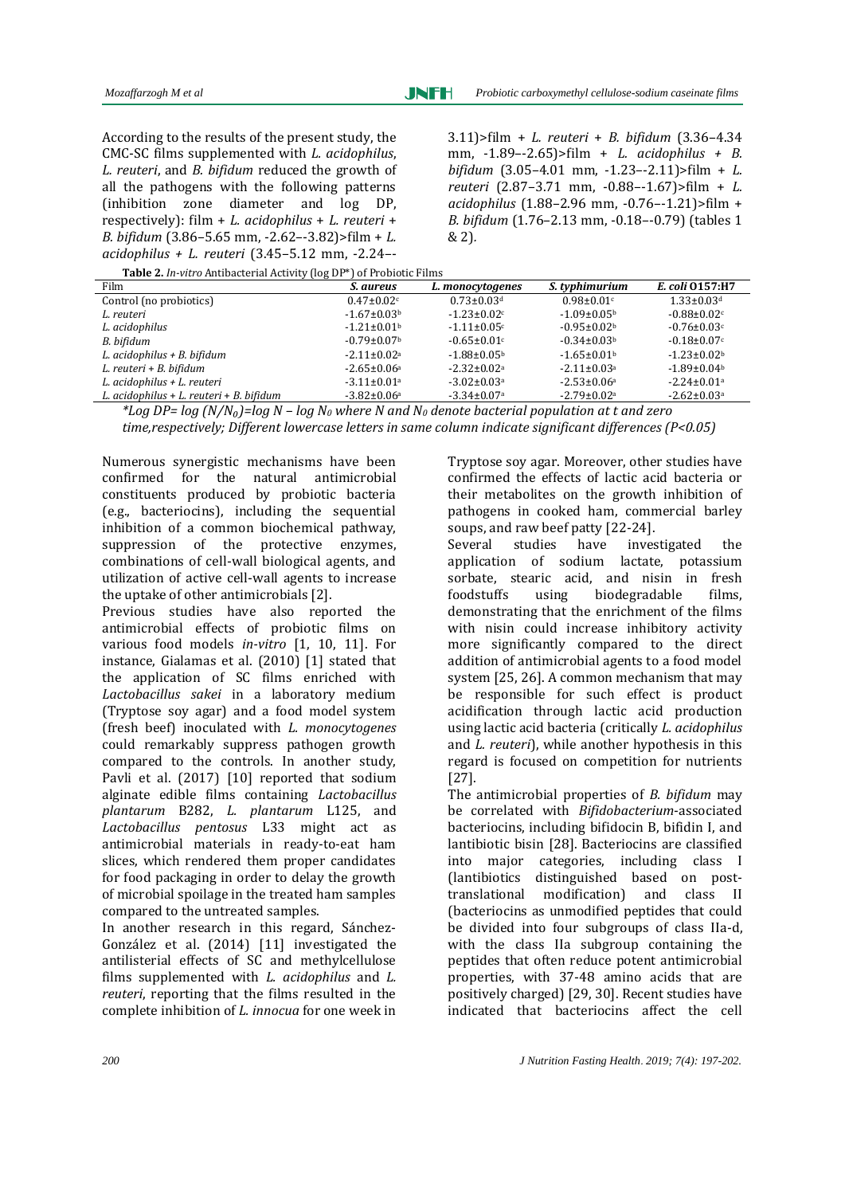According to the results of the present study, the CMC-SC films supplemented with *L. acidophilus*, *L. reuteri*, and *B. bifidum* reduced the growth of all the pathogens with the following patterns (inhibition zone diameter and log DP, respectively): film + *L. acidophilus* + *L. reuteri* + *B. bifidum* (3.86–5.65 mm, -2.62–-3.82)>film + *L. acidophilus* + *L. reuteri* (3.45–5.12 mm, -2.24–-3.11)>film + *L. reuteri* + *B. bifidum* (3.36–4.34 mm, -1.89–-2.65)>film + *L. acidophilus* + *B. bifidum* (3.05–4.01 mm, -1.23–-2.11)>film + *L. reuteri* (2.87–3.71 mm, -0.88–-1.67)>film + *L. acidophilus* (1.88–2.96 mm, -0.76–-1.21)>film + *B. bifidum* (1.76–2.13 mm, -0.18–-0.79) (tables 1 & 2).

**Table 2.** *In-vitro* Antibacterial Activity (log DP*) of Probiotic Films

| Film | *S. aureus* | *L. monocytogenes* | *S. typhimurium* | *E. coli* O157:H7 |
|---|---|---|---|---|
| Control (no probiotics) | 0.47±0.02[c] | 0.73±0.03[d] | 0.98±0.01[c] | 1.33±0.03[d] |
| *L. reuteri* | -1.67±0.03[b] | -1.23±0.02[c] | -1.09±0.05[b] | -0.88±0.02[c] |
| *L. acidophilus* | -1.21±0.01[b] | -1.11±0.05[c] | -0.95±0.02[b] | -0.76±0.03[c] |
| *B. bifidum* | -0.79±0.07[b] | -0.65±0.01[c] | -0.34±0.03[b] | -0.18±0.07[c] |
| *L. acidophilus + B. bifidum* | -2.11±0.02[a] | -1.88±0.05[b] | -1.65±0.01[b] | -1.23±0.02[b] |
| *L. reuteri + B. bifidum* | -2.65±0.06[a] | -2.32±0.02[a] | -2.11±0.03[a] | -1.89±0.04[b] |
| *L. acidophilus + L. reuteri* | -3.11±0.01[a] | -3.02±0.03[a] | -2.53±0.06[a] | -2.24±0.01[a] |
| *L. acidophilus + L. reuteri + B. bifidum* | -3.82±0.06[a] | -3.34±0.07[a] | -2.79±0.02[a] | -2.62±0.03[a] |

*\*Log DP= log $(N/N_0)$=log N – log $N_0$ where N and $N_0$ denote bacterial population at t and zero time,respectively; Different lowercase letters in same column indicate significant differences ($P<0.05$)*

Numerous synergistic mechanisms have been confirmed for the natural antimicrobial constituents produced by probiotic bacteria (e.g., bacteriocins), including the sequential inhibition of a common biochemical pathway, suppression of the protective enzymes, combinations of cell-wall biological agents, and utilization of active cell-wall agents to increase the uptake of other antimicrobials [2].

Previous studies have also reported the antimicrobial effects of probiotic films on various food models *in-vitro* [1, 10, 11]. For instance, Gialamas et al. (2010) [1] stated that the application of SC films enriched with *Lactobacillus sakei* in a laboratory medium (Tryptose soy agar) and a food model system (fresh beef) inoculated with *L. monocytogenes* could remarkably suppress pathogen growth compared to the controls. In another study, Pavli et al. (2017) [10] reported that sodium alginate edible films containing *Lactobacillus plantarum* B282, *L. plantarum* L125, and *Lactobacillus pentosus* L33 might act as antimicrobial materials in ready-to-eat ham slices, which rendered them proper candidates for food packaging in order to delay the growth of microbial spoilage in the treated ham samples compared to the untreated samples.

In another research in this regard, Sánchez-González et al. (2014) [11] investigated the antilisterial effects of SC and methylcellulose films supplemented with *L. acidophilus* and *L. reuteri*, reporting that the films resulted in the complete inhibition of *L. innocua* for one week in Tryptose soy agar. Moreover, other studies have confirmed the effects of lactic acid bacteria or their metabolites on the growth inhibition of pathogens in cooked ham, commercial barley soups, and raw beef patty [22-24].

Several studies have investigated the application of sodium lactate, potassium sorbate, stearic acid, and nisin in fresh foodstuffs using biodegradable films, demonstrating that the enrichment of the films with nisin could increase inhibitory activity more significantly compared to the direct addition of antimicrobial agents to a food model system [25, 26]. A common mechanism that may be responsible for such effect is product acidification through lactic acid production using lactic acid bacteria (critically *L. acidophilus* and *L. reuteri*), while another hypothesis in this regard is focused on competition for nutrients [27].

The antimicrobial properties of *B. bifidum* may be correlated with *Bifidobacterium*-associated bacteriocins, including bifidocin B, bifidin I, and lantibiotic bisin [28]. Bacteriocins are classified into major categories, including class I (lantibiotics distinguished based on post-translational modification) and class II (bacteriocins as unmodified peptides that could be divided into four subgroups of class IIa-d, with the class IIa subgroup containing the peptides that often reduce potent antimicrobial properties, with 37-48 amino acids that are positively charged) [29, 30]. Recent studies have indicated that bacteriocins affect the cell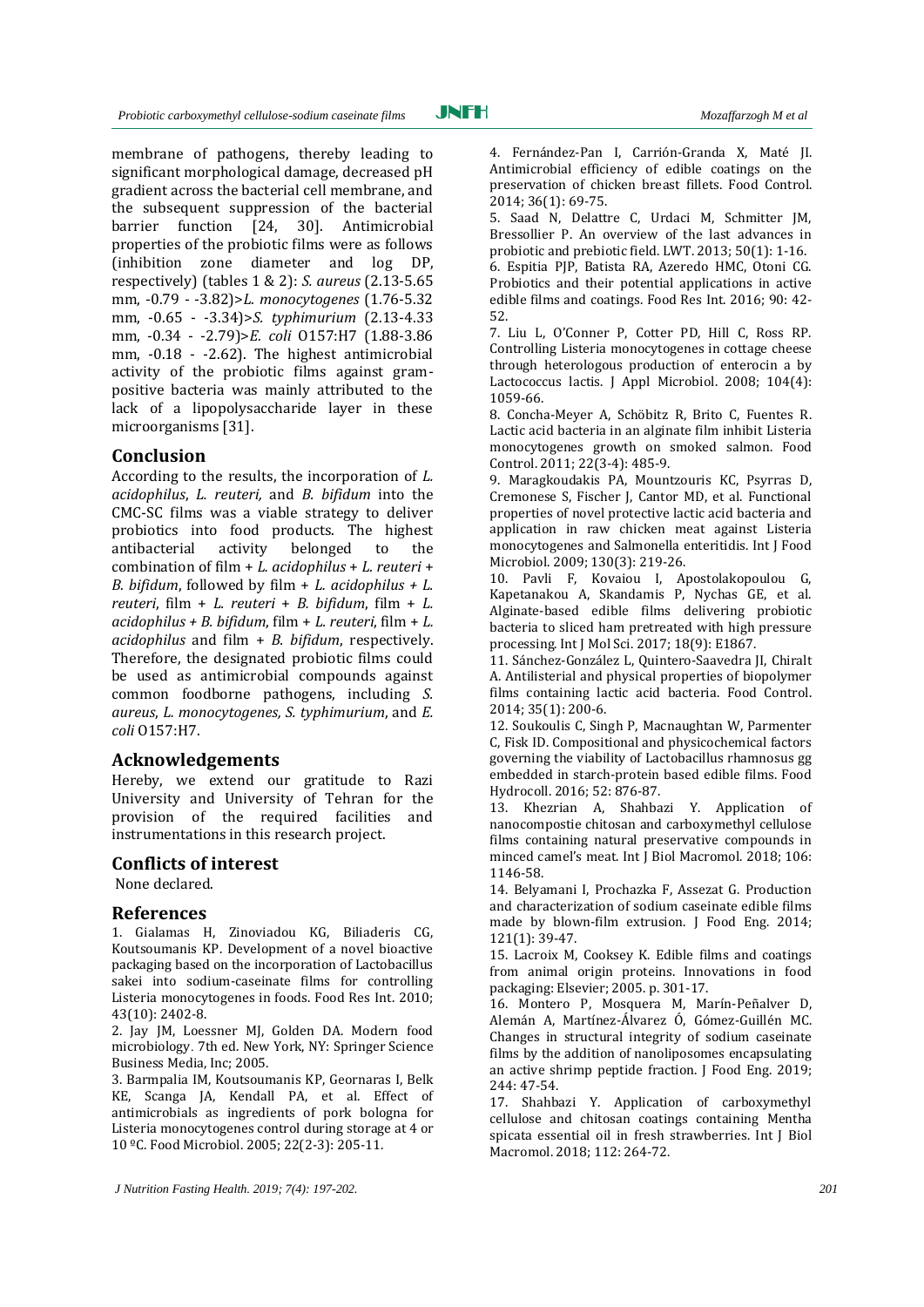membrane of pathogens, thereby leading to significant morphological damage, decreased pH gradient across the bacterial cell membrane, and the subsequent suppression of the bacterial barrier function [24, 30]. Antimicrobial properties of the probiotic films were as follows (inhibition zone diameter and log DP, respectively) (tables 1 & 2): *S. aureus* (2.13-5.65 mm, -0.79 - -3.82)>*L. monocytogenes* (1.76-5.32 mm, -0.65 - -3.34)>*S. typhimurium* (2.13-4.33 mm, -0.34 - -2.79)>*E. coli* O157:H7 (1.88-3.86 mm, -0.18 - -2.62). The highest antimicrobial activity of the probiotic films against gram-positive bacteria was mainly attributed to the lack of a lipopolysaccharide layer in these microorganisms [31].

## Conclusion

According to the results, the incorporation of *L. acidophilus*, *L. reuteri,* and *B. bifidum* into the CMC-SC films was a viable strategy to deliver probiotics into food products. The highest antibacterial activity belonged to the combination of film + *L. acidophilus* + *L. reuteri* + *B. bifidum*, followed by film + *L. acidophilus + L. reuteri*, film + *L. reuteri + B. bifidum*, film + *L. acidophilus + B. bifidum*, film + *L. reuteri*, film + *L. acidophilus* and film + *B. bifidum*, respectively. Therefore, the designated probiotic films could be used as antimicrobial compounds against common foodborne pathogens, including *S. aureus*, *L. monocytogenes, S. typhimurium*, and *E. coli* O157:H7.

## Acknowledgements

Hereby, we extend our gratitude to Razi University and University of Tehran for the provision of the required facilities and instrumentations in this research project.

## Conflicts of interest

None declared.

## References

1. Gialamas H, Zinoviadou KG, Biliaderis CG, Koutsoumanis KP. Development of a novel bioactive packaging based on the incorporation of Lactobacillus sakei into sodium-caseinate films for controlling Listeria monocytogenes in foods. Food Res Int. 2010; 43(10): 2402-8.
2. Jay JM, Loessner MJ, Golden DA. Modern food microbiology. 7th ed. New York, NY: Springer Science Business Media, Inc; 2005.
3. Barmpalia IM, Koutsoumanis KP, Geornaras I, Belk KE, Scanga JA, Kendall PA, et al. Effect of antimicrobials as ingredients of pork bologna for Listeria monocytogenes control during storage at 4 or 10 ºC. Food Microbiol. 2005; 22(2-3): 205-11.
4. Fernández-Pan I, Carrión-Granda X, Maté JI. Antimicrobial efficiency of edible coatings on the preservation of chicken breast fillets. Food Control. 2014; 36(1): 69-75.
5. Saad N, Delattre C, Urdaci M, Schmitter JM, Bressollier P. An overview of the last advances in probiotic and prebiotic field. LWT. 2013; 50(1): 1-16.
6. Espitia PJP, Batista RA, Azeredo HMC, Otoni CG. Probiotics and their potential applications in active edible films and coatings. Food Res Int. 2016; 90: 42-52.
7. Liu L, O'Conner P, Cotter PD, Hill C, Ross RP. Controlling Listeria monocytogenes in cottage cheese through heterologous production of enterocin a by Lactococcus lactis. J Appl Microbiol. 2008; 104(4): 1059-66.
8. Concha-Meyer A, Schöbitz R, Brito C, Fuentes R. Lactic acid bacteria in an alginate film inhibit Listeria monocytogenes growth on smoked salmon. Food Control. 2011; 22(3-4): 485-9.
9. Maragkoudakis PA, Mountzouris KC, Psyrras D, Cremonese S, Fischer J, Cantor MD, et al. Functional properties of novel protective lactic acid bacteria and application in raw chicken meat against Listeria monocytogenes and Salmonella enteritidis. Int J Food Microbiol. 2009; 130(3): 219-26.
10. Pavli F, Kovaiou I, Apostolakopoulou G, Kapetanakou A, Skandamis P, Nychas GE, et al. Alginate-based edible films delivering probiotic bacteria to sliced ham pretreated with high pressure processing. Int J Mol Sci. 2017; 18(9): E1867.
11. Sánchez-González L, Quintero-Saavedra JI, Chiralt A. Antilisterial and physical properties of biopolymer films containing lactic acid bacteria. Food Control. 2014; 35(1): 200-6.
12. Soukoulis C, Singh P, Macnaughtan W, Parmenter C, Fisk ID. Compositional and physicochemical factors governing the viability of Lactobacillus rhamnosus gg embedded in starch-protein based edible films. Food Hydrocoll. 2016; 52: 876-87.
13. Khezrian A, Shahbazi Y. Application of nanocompostie chitosan and carboxymethyl cellulose films containing natural preservative compounds in minced camel's meat. Int J Biol Macromol. 2018; 106: 1146-58.
14. Belyamani I, Prochazka F, Assezat G. Production and characterization of sodium caseinate edible films made by blown-film extrusion. J Food Eng. 2014; 121(1): 39-47.
15. Lacroix M, Cooksey K. Edible films and coatings from animal origin proteins. Innovations in food packaging: Elsevier; 2005. p. 301-17.
16. Montero P, Mosquera M, Marín-Peñalver D, Alemán A, Martínez-Álvarez Ó, Gómez-Guillén MC. Changes in structural integrity of sodium caseinate films by the addition of nanoliposomes encapsulating an active shrimp peptide fraction. J Food Eng. 2019; 244: 47-54.
17. Shahbazi Y. Application of carboxymethyl cellulose and chitosan coatings containing Mentha spicata essential oil in fresh strawberries. Int J Biol Macromol. 2018; 112: 264-72.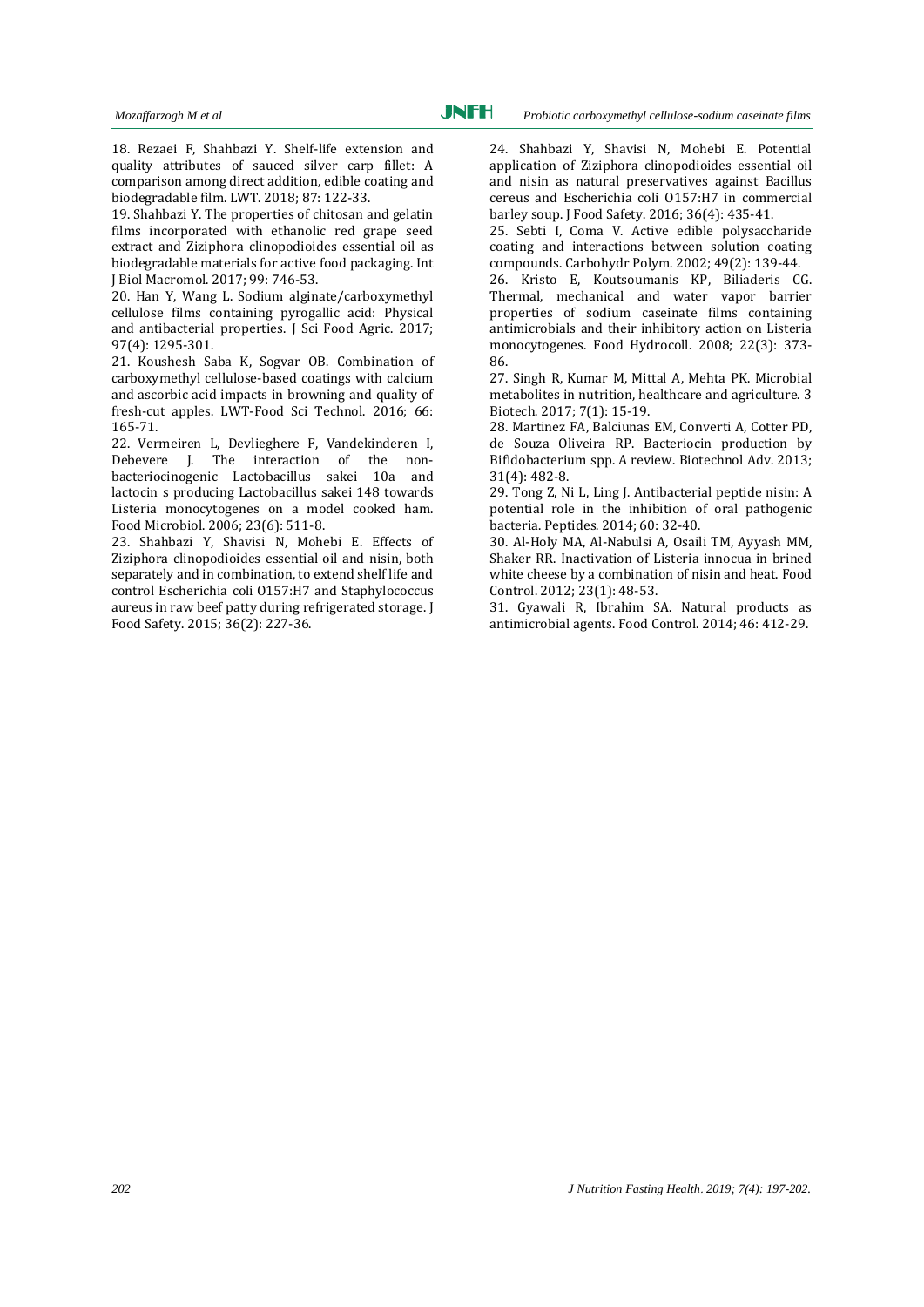18. Rezaei F, Shahbazi Y. Shelf-life extension and quality attributes of sauced silver carp fillet: A comparison among direct addition, edible coating and biodegradable film. LWT. 2018; 87: 122-33.

19. Shahbazi Y. The properties of chitosan and gelatin films incorporated with ethanolic red grape seed extract and Ziziphora clinopodioides essential oil as biodegradable materials for active food packaging. Int J Biol Macromol. 2017; 99: 746-53.

20. Han Y, Wang L. Sodium alginate/carboxymethyl cellulose films containing pyrogallic acid: Physical and antibacterial properties. J Sci Food Agric. 2017; 97(4): 1295-301.

21. Koushesh Saba K, Sogvar OB. Combination of carboxymethyl cellulose-based coatings with calcium and ascorbic acid impacts in browning and quality of fresh-cut apples. LWT-Food Sci Technol. 2016; 66: 165-71.

22. Vermeiren L, Devlieghere F, Vandekinderen I, Debevere J. The interaction of the non-bacteriocinogenic Lactobacillus sakei 10a and lactocin s producing Lactobacillus sakei 148 towards Listeria monocytogenes on a model cooked ham. Food Microbiol. 2006; 23(6): 511-8.

23. Shahbazi Y, Shavisi N, Mohebi E. Effects of Ziziphora clinopodioides essential oil and nisin, both separately and in combination, to extend shelf life and control Escherichia coli O157:H7 and Staphylococcus aureus in raw beef patty during refrigerated storage. J Food Safety. 2015; 36(2): 227-36.

24. Shahbazi Y, Shavisi N, Mohebi E. Potential application of Ziziphora clinopodioides essential oil and nisin as natural preservatives against Bacillus cereus and Escherichia coli O157:H7 in commercial barley soup. J Food Safety. 2016; 36(4): 435-41.

25. Sebti I, Coma V. Active edible polysaccharide coating and interactions between solution coating compounds. Carbohydr Polym. 2002; 49(2): 139-44.

26. Kristo E, Koutsoumanis KP, Biliaderis CG. Thermal, mechanical and water vapor barrier properties of sodium caseinate films containing antimicrobials and their inhibitory action on Listeria monocytogenes. Food Hydrocoll. 2008; 22(3): 373-86.

27. Singh R, Kumar M, Mittal A, Mehta PK. Microbial metabolites in nutrition, healthcare and agriculture. 3 Biotech. 2017; 7(1): 15-19.

28. Martinez FA, Balciunas EM, Converti A, Cotter PD, de Souza Oliveira RP. Bacteriocin production by Bifidobacterium spp. A review. Biotechnol Adv. 2013; 31(4): 482-8.

29. Tong Z, Ni L, Ling J. Antibacterial peptide nisin: A potential role in the inhibition of oral pathogenic bacteria. Peptides. 2014; 60: 32-40.

30. Al-Holy MA, Al-Nabulsi A, Osaili TM, Ayyash MM, Shaker RR. Inactivation of Listeria innocua in brined white cheese by a combination of nisin and heat. Food Control. 2012; 23(1): 48-53.

31. Gyawali R, Ibrahim SA. Natural products as antimicrobial agents. Food Control. 2014; 46: 412-29.